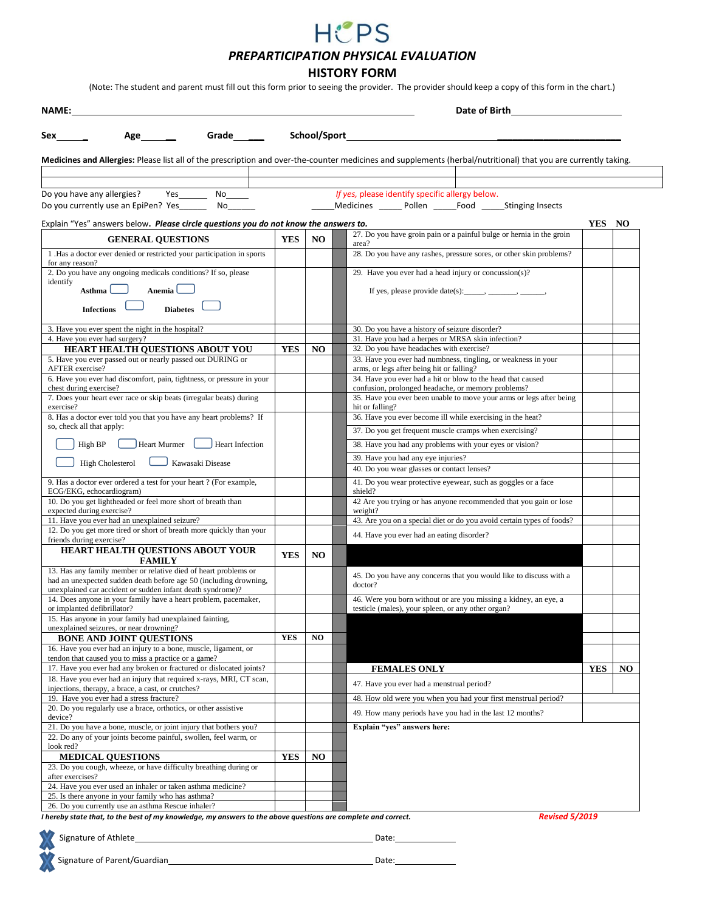# HCPS

## *PREPARTICIPATION PHYSICAL EVALUATION*

## HISTORY FORM

(Note: The student and parent must fill out this form prior to seeing the provider. The provider should keep a copy of this form in the chart.)

**NAME:**_____________________________________________ **Date of Birth**___________________

**Sex**_____ **Age**_____ **Grade**_____ **School/Sport**_______________________________________

**Medicines and Allergies:** Please list all of the prescription and over-the-counter medicines and supplements (herbal/nutritional) that you are currently taking.

| | | |
|---|---|---|
| | | |
| | | |

Do you have any allergies? Yes______ No_____ *If yes, please identify specific allergy below.*

Do you currently use an EpiPen? Yes______ No______ _____Medicines _____ Pollen _____Food _____Stinging Insects

Explain "Yes" answers below. ***Please circle questions you do not know the answers to.***

| GENERAL QUESTIONS | YES | NO |
|---|---|---|
| 1 .Has a doctor ever denied or restricted your participation in sports for any reason? | | |
| 2. Do you have any ongoing medicals conditions? If so, please identify<br>☐ Asthma ☐ Anemia ☐ Infections ☐ Diabetes | | |
| 3. Have you ever spent the night in the hospital? | | |
| 4. Have you ever had surgery? | | |
| **HEART HEALTH QUESTIONS ABOUT YOU** | **YES** | **NO** |
| 5. Have you ever passed out or nearly passed out DURING or AFTER exercise? | | |
| 6. Have you ever had discomfort, pain, tightness, or pressure in your chest during exercise? | | |
| 7. Does your heart ever race or skip beats (irregular beats) during exercise? | | |
| 8. Has a doctor ever told you that you have any heart problems? If so, check all that apply:<br>☐ High BP ☐ Heart Murmer ☐ Heart Infection ☐ High Cholesterol ☐ Kawasaki Disease | | |
| 9. Has a doctor ever ordered a test for your heart ? (For example, ECG/EKG, echocardiogram) | | |
| 10. Do you get lightheaded or feel more short of breath than expected during exercise? | | |
| 11. Have you ever had an unexplained seizure? | | |
| 12. Do you get more tired or short of breath more quickly than your friends during exercise? | | |
| **HEART HEALTH QUESTIONS ABOUT YOUR FAMILY** | **YES** | **NO** |
| 13. Has any family member or relative died of heart problems or had an unexpected sudden death before age 50 (including drowning, unexplained car accident or sudden infant death syndrome)? | | |
| 14. Does anyone in your family have a heart problem, pacemaker, or implanted defibrillator? | | |
| 15. Has anyone in your family had unexplained fainting, unexplained seizures, or near drowning? | | |
| **BONE AND JOINT QUESTIONS** | **YES** | **NO** |
| 16. Have you ever had an injury to a bone, muscle, ligament, or tendon that caused you to miss a practice or a game? | | |
| 17. Have you ever had any broken or fractured or dislocated joints? | | |
| 18. Have you ever had an injury that required x-rays, MRI, CT scan, injections, therapy, a brace, a cast, or crutches? | | |
| 19. Have you ever had a stress fracture? | | |
| 20. Do you regularly use a brace, orthotics, or other assistive device? | | |
| 21. Do you have a bone, muscle, or joint injury that bothers you? | | |
| 22. Do any of your joints become painful, swollen, feel warm, or look red? | | |
| **MEDICAL QUESTIONS** | **YES** | **NO** |
| 23. Do you cough, wheeze, or have difficulty breathing during or after exercises? | | |
| 24. Have you ever used an inhaler or taken asthma medicine? | | |
| 25. Is there anyone in your family who has asthma? | | |
| 26. Do you currently use an asthma Rescue inhaler? | | |

| | YES | NO |
|---|---|---|
| 27. Do you have groin pain or a painful bulge or hernia in the groin area? | | |
| 28. Do you have any rashes, pressure sores, or other skin problems? | | |
| 29. Have you ever had a head injury or concussion(s)?<br>If yes, please provide date(s):_____, _______, ______, | | |
| 30. Do you have a history of seizure disorder? | | |
| 31. Have you had a herpes or MRSA skin infection? | | |
| 32. Do you have headaches with exercise? | | |
| 33. Have you ever had numbness, tingling, or weakness in your arms, or legs after being hit or falling? | | |
| 34. Have you ever had a hit or blow to the head that caused confusion, prolonged headache, or memory problems? | | |
| 35. Have you ever been unable to move your arms or legs after being hit or falling? | | |
| 36. Have you ever become ill while exercising in the heat? | | |
| 37. Do you get frequent muscle cramps when exercising? | | |
| 38. Have you had any problems with your eyes or vision? | | |
| 39. Have you had any eye injuries? | | |
| 40. Do you wear glasses or contact lenses? | | |
| 41. Do you wear protective eyewear, such as goggles or a face shield? | | |
| 42 Are you trying or has anyone recommended that you gain or lose weight? | | |
| 43. Are you on a special diet or do you avoid certain types of foods? | | |
| 44. Have you ever had an eating disorder? | | |
| 45. Do you have any concerns that you would like to discuss with a doctor? | | |
| 46. Were you born without or are you missing a kidney, an eye, a testicle (males), your spleen, or any other organ? | | |
| **FEMALES ONLY** | **YES** | **NO** |
| 47. Have you ever had a menstrual period? | | |
| 48. How old were you when you had your first menstrual period? | | |
| 49. How many periods have you had in the last 12 months? | | |

**Explain "yes" answers here:**

***I hereby state that, to the best of my knowledge, my answers to the above questions are complete and correct.***

*Revised 5/2019*

Signature of Athlete_____________________________________________ Date:____________

Signature of Parent/Guardian______________________________________ Date:____________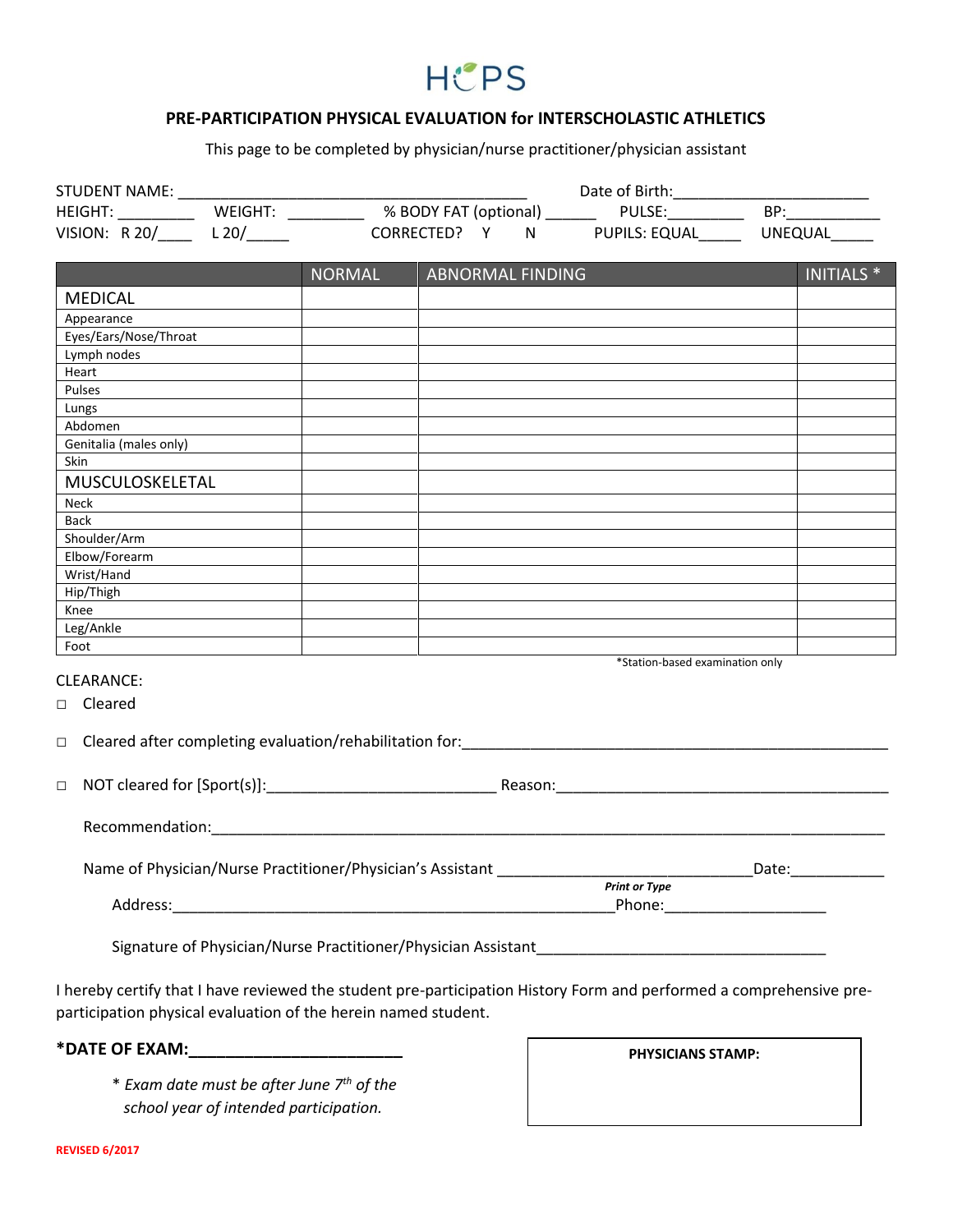HCPS

## PRE-PARTICIPATION PHYSICAL EVALUATION for INTERSCHOLASTIC ATHLETICS

This page to be completed by physician/nurse practitioner/physician assistant

STUDENT NAME: ________________________________________ Date of Birth:______________________

HEIGHT: _________ WEIGHT: _________ % BODY FAT (optional) ______ PULSE:_________ BP:___________

VISION: R 20/____ L 20/_____ CORRECTED? Y N PUPILS: EQUAL_____ UNEQUAL_____

| | NORMAL | ABNORMAL FINDING | INITIALS * |
|---|---|---|---|
| MEDICAL | | | |
| Appearance | | | |
| Eyes/Ears/Nose/Throat | | | |
| Lymph nodes | | | |
| Heart | | | |
| Pulses | | | |
| Lungs | | | |
| Abdomen | | | |
| Genitalia (males only) | | | |
| Skin | | | |
| MUSCULOSKELETAL | | | |
| Neck | | | |
| Back | | | |
| Shoulder/Arm | | | |
| Elbow/Forearm | | | |
| Wrist/Hand | | | |
| Hip/Thigh | | | |
| Knee | | | |
| Leg/Ankle | | | |
| Foot | | | |

*Station-based examination only

CLEARANCE:

□ Cleared

□ Cleared after completing evaluation/rehabilitation for:_____________________________________________________

□ NOT cleared for [Sport(s)]:__________________________ Reason:______________________________________

Recommendation:_________________________________________________________________________________

Name of Physician/Nurse Practitioner/Physician's Assistant _____________________________Date:___________

*Print or Type*

Address:_____________________________________________________Phone:___________________

Signature of Physician/Nurse Practitioner/Physician Assistant_________________________________

I hereby certify that I have reviewed the student pre-participation History Form and performed a comprehensive pre-participation physical evaluation of the herein named student.

**\*DATE OF EXAM:\_\_\_\_\_\_\_\_\_\_\_\_\_\_\_\_\_\_\_\_\_\_\_\_**

*\* Exam date must be after June 7th of the school year of intended participation.*

**PHYSICIANS STAMP:**

REVISED 6/2017